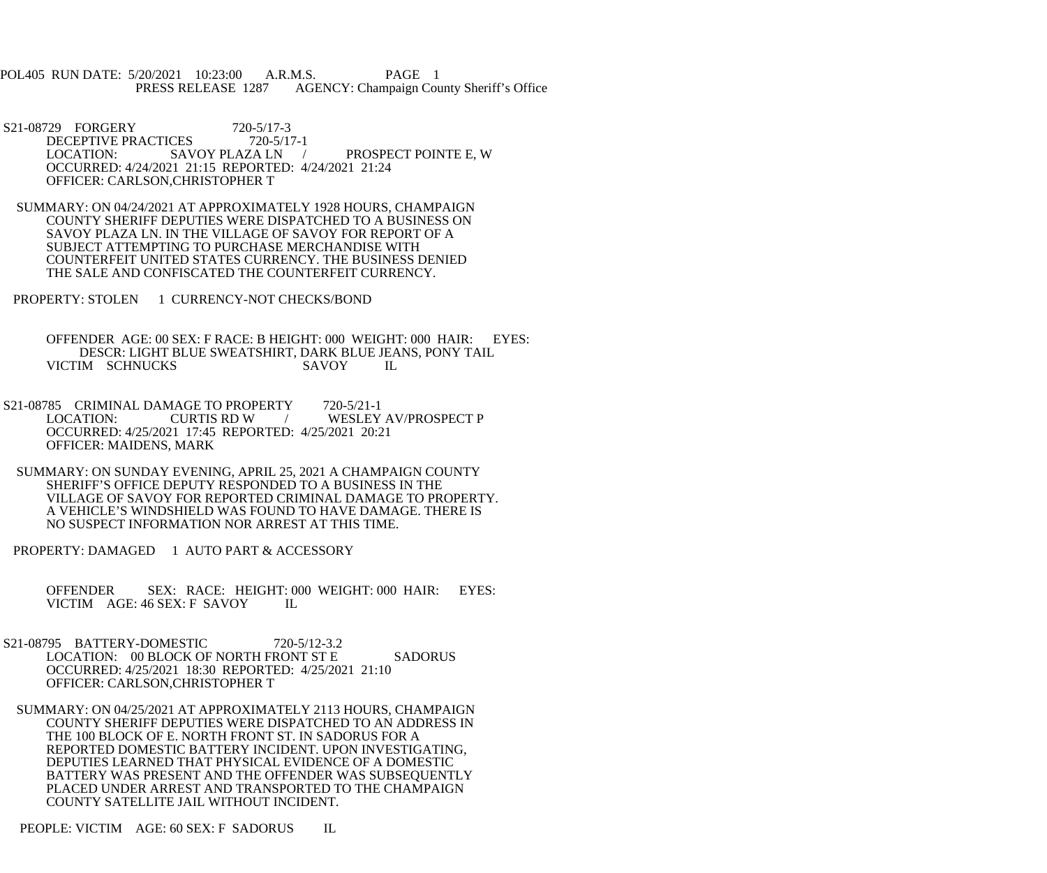POL405 RUN DATE: 5/20/2021 10:23:00 A.R.M.S. PAGE 1
PRESS RELEASE 1287 AGENCY: Champaign County Sheriff's Office

S21-08729 FORGERY 720-5/17-3
DECEPTIVE PRACTICES 720-5/17-1
LOCATION: SAVOY PLAZA LN / PROSPECT POINTE E, W
OCCURRED: 4/24/2021 21:15 REPORTED: 4/24/2021 21:24
OFFICER: CARLSON,CHRISTOPHER T

SUMMARY: ON 04/24/2021 AT APPROXIMATELY 1928 HOURS, CHAMPAIGN COUNTY SHERIFF DEPUTIES WERE DISPATCHED TO A BUSINESS ON SAVOY PLAZA LN. IN THE VILLAGE OF SAVOY FOR REPORT OF A SUBJECT ATTEMPTING TO PURCHASE MERCHANDISE WITH COUNTERFEIT UNITED STATES CURRENCY. THE BUSINESS DENIED THE SALE AND CONFISCATED THE COUNTERFEIT CURRENCY.

PROPERTY: STOLEN 1 CURRENCY-NOT CHECKS/BOND

OFFENDER AGE: 00 SEX: F RACE: B HEIGHT: 000 WEIGHT: 000 HAIR: EYES:
DESCR: LIGHT BLUE SWEATSHIRT, DARK BLUE JEANS, PONY TAIL
VICTIM SCHNUCKS SAVOY IL

S21-08785 CRIMINAL DAMAGE TO PROPERTY 720-5/21-1
LOCATION: CURTIS RD W / WESLEY AV/PROSPECT P
OCCURRED: 4/25/2021 17:45 REPORTED: 4/25/2021 20:21
OFFICER: MAIDENS, MARK

SUMMARY: ON SUNDAY EVENING, APRIL 25, 2021 A CHAMPAIGN COUNTY SHERIFF'S OFFICE DEPUTY RESPONDED TO A BUSINESS IN THE VILLAGE OF SAVOY FOR REPORTED CRIMINAL DAMAGE TO PROPERTY. A VEHICLE'S WINDSHIELD WAS FOUND TO HAVE DAMAGE. THERE IS NO SUSPECT INFORMATION NOR ARREST AT THIS TIME.

PROPERTY: DAMAGED 1 AUTO PART & ACCESSORY

OFFENDER SEX: RACE: HEIGHT: 000 WEIGHT: 000 HAIR: EYES:
VICTIM AGE: 46 SEX: F SAVOY IL

S21-08795 BATTERY-DOMESTIC 720-5/12-3.2
LOCATION: 00 BLOCK OF NORTH FRONT ST E SADORUS
OCCURRED: 4/25/2021 18:30 REPORTED: 4/25/2021 21:10
OFFICER: CARLSON,CHRISTOPHER T

SUMMARY: ON 04/25/2021 AT APPROXIMATELY 2113 HOURS, CHAMPAIGN COUNTY SHERIFF DEPUTIES WERE DISPATCHED TO AN ADDRESS IN THE 100 BLOCK OF E. NORTH FRONT ST. IN SADORUS FOR A REPORTED DOMESTIC BATTERY INCIDENT. UPON INVESTIGATING, DEPUTIES LEARNED THAT PHYSICAL EVIDENCE OF A DOMESTIC BATTERY WAS PRESENT AND THE OFFENDER WAS SUBSEQUENTLY PLACED UNDER ARREST AND TRANSPORTED TO THE CHAMPAIGN COUNTY SATELLITE JAIL WITHOUT INCIDENT.

PEOPLE: VICTIM AGE: 60 SEX: F SADORUS IL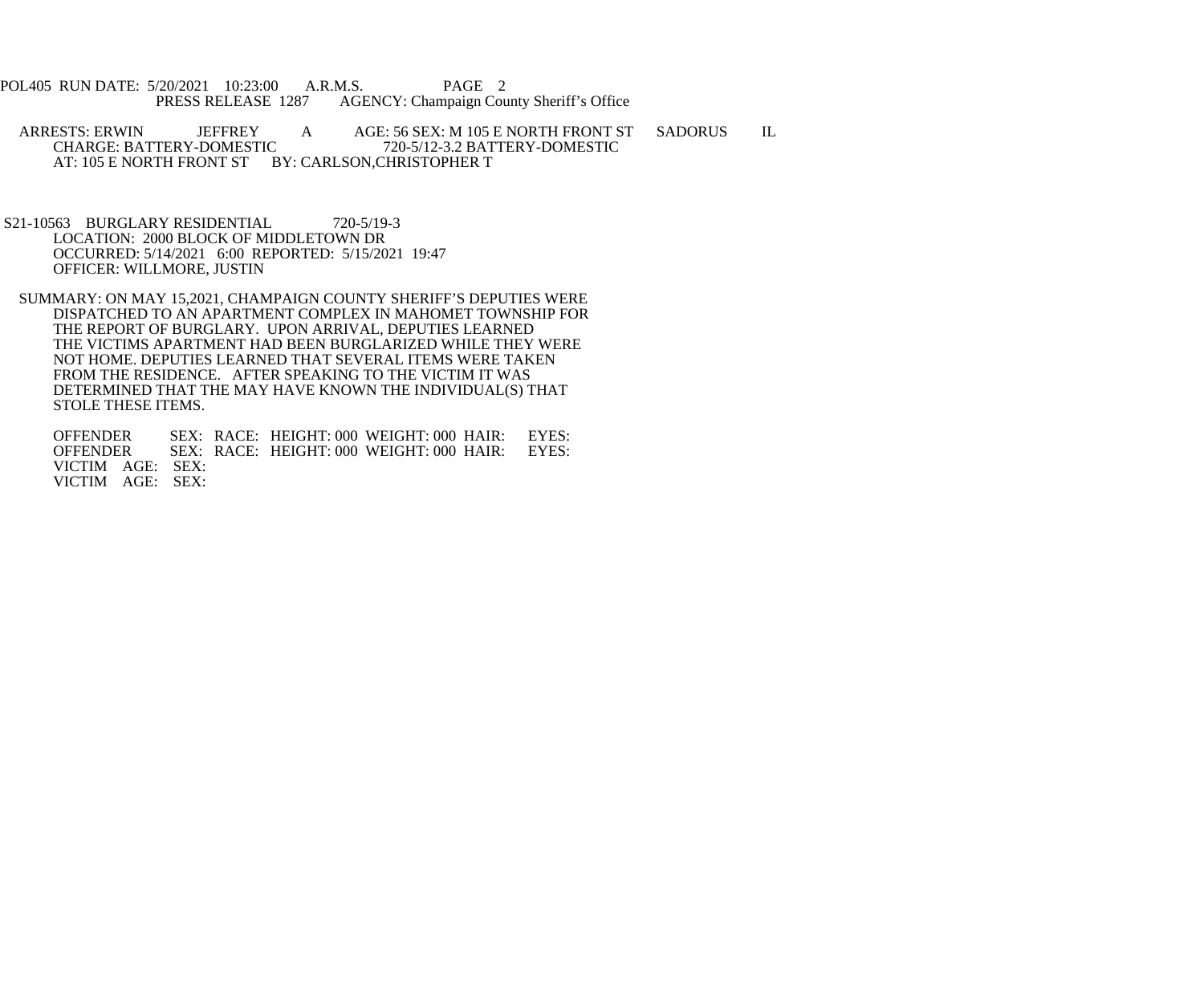ARRESTS: ERWIN JEFFREY A AGE: 56 SEX: M 105 E NORTH FRONT ST SADORUS IL
CHARGE: BATTERY-DOMESTIC 720-5/12-3.2 BATTERY-DOMESTIC
AT: 105 E NORTH FRONT ST BY: CARLSON,CHRISTOPHER T

S21-10563 BURGLARY RESIDENTIAL 720-5/19-3
LOCATION: 2000 BLOCK OF MIDDLETOWN DR
OCCURRED: 5/14/2021 6:00 REPORTED: 5/15/2021 19:47
OFFICER: WILLMORE, JUSTIN

SUMMARY: ON MAY 15,2021, CHAMPAIGN COUNTY SHERIFF'S DEPUTIES WERE DISPATCHED TO AN APARTMENT COMPLEX IN MAHOMET TOWNSHIP FOR THE REPORT OF BURGLARY. UPON ARRIVAL, DEPUTIES LEARNED THE VICTIMS APARTMENT HAD BEEN BURGLARIZED WHILE THEY WERE NOT HOME. DEPUTIES LEARNED THAT SEVERAL ITEMS WERE TAKEN FROM THE RESIDENCE. AFTER SPEAKING TO THE VICTIM IT WAS DETERMINED THAT THE MAY HAVE KNOWN THE INDIVIDUAL(S) THAT STOLE THESE ITEMS.

OFFENDER SEX: RACE: HEIGHT: 000 WEIGHT: 000 HAIR: EYES:
OFFENDER SEX: RACE: HEIGHT: 000 WEIGHT: 000 HAIR: EYES:
VICTIM AGE: SEX:
VICTIM AGE: SEX: